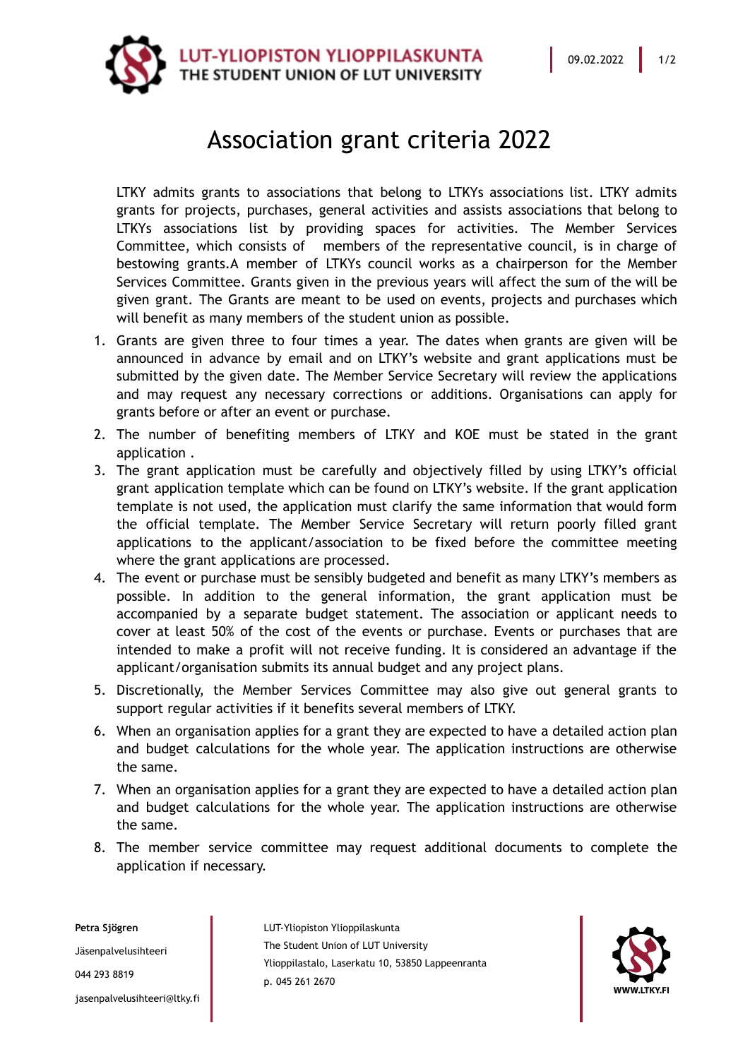# Association grant criteria 2022

LTKY admits grants to associations that belong to LTKYs associations list. LTKY admits grants for projects, purchases, general activities and assists associations that belong to LTKYs associations list by providing spaces for activities. The Member Services Committee, which consists of members of the representative council, is in charge of bestowing grants.A member of LTKYs council works as a chairperson for the Member Services Committee. Grants given in the previous years will affect the sum of the will be given grant. The Grants are meant to be used on events, projects and purchases which will benefit as many members of the student union as possible.

1. Grants are given three to four times a year. The dates when grants are given will be announced in advance by email and on LTKY's website and grant applications must be submitted by the given date. The Member Service Secretary will review the applications and may request any necessary corrections or additions. Organisations can apply for grants before or after an event or purchase.
2. The number of benefiting members of LTKY and KOE must be stated in the grant application .
3. The grant application must be carefully and objectively filled by using LTKY's official grant application template which can be found on LTKY's website. If the grant application template is not used, the application must clarify the same information that would form the official template. The Member Service Secretary will return poorly filled grant applications to the applicant/association to be fixed before the committee meeting where the grant applications are processed.
4. The event or purchase must be sensibly budgeted and benefit as many LTKY's members as possible. In addition to the general information, the grant application must be accompanied by a separate budget statement. The association or applicant needs to cover at least 50% of the cost of the events or purchase. Events or purchases that are intended to make a profit will not receive funding. It is considered an advantage if the applicant/organisation submits its annual budget and any project plans.
5. Discretionally, the Member Services Committee may also give out general grants to support regular activities if it benefits several members of LTKY.
6. When an organisation applies for a grant they are expected to have a detailed action plan and budget calculations for the whole year. The application instructions are otherwise the same.
7. When an organisation applies for a grant they are expected to have a detailed action plan and budget calculations for the whole year. The application instructions are otherwise the same.
8. The member service committee may request additional documents to complete the application if necessary.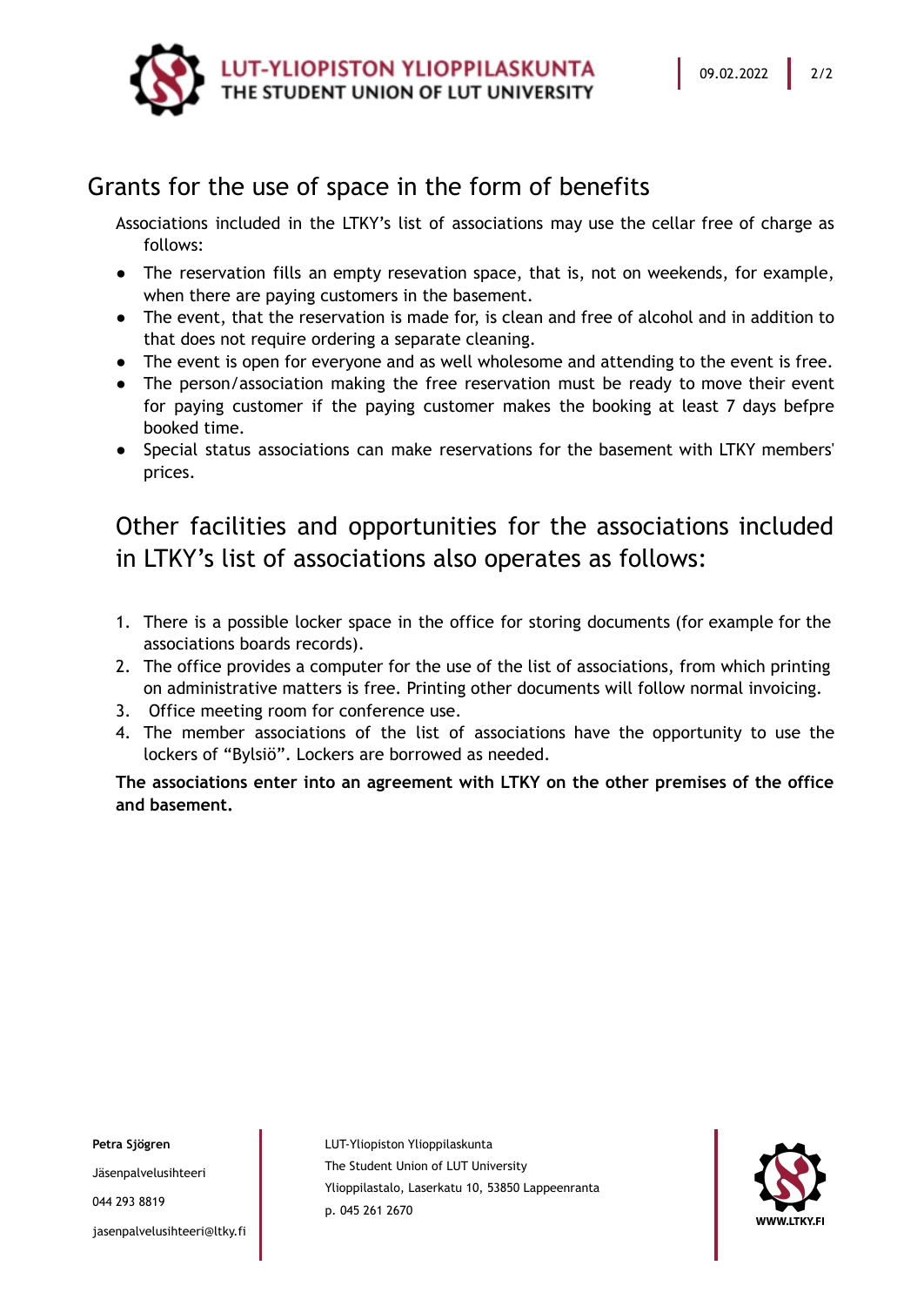## Grants for the use of space in the form of benefits

Associations included in the LTKY's list of associations may use the cellar free of charge as follows:

- The reservation fills an empty resevation space, that is, not on weekends, for example, when there are paying customers in the basement.
- The event, that the reservation is made for, is clean and free of alcohol and in addition to that does not require ordering a separate cleaning.
- The event is open for everyone and as well wholesome and attending to the event is free.
- The person/association making the free reservation must be ready to move their event for paying customer if the paying customer makes the booking at least 7 days befpre booked time.
- Special status associations can make reservations for the basement with LTKY members' prices.

## Other facilities and opportunities for the associations included in LTKY's list of associations also operates as follows:

1. There is a possible locker space in the office for storing documents (for example for the associations boards records).
2. The office provides a computer for the use of the list of associations, from which printing on administrative matters is free. Printing other documents will follow normal invoicing.
3. Office meeting room for conference use.
4. The member associations of the list of associations have the opportunity to use the lockers of "Bylsiö". Lockers are borrowed as needed.

**The associations enter into an agreement with LTKY on the other premises of the office and basement.**

**Petra Sjögren**

Jäsenpalvelusihteeri

044 293 8819

jasenpalvelusihteeri@ltky.fi

LUT-Yliopiston Ylioppilaskunta

The Student Union of LUT University

Ylioppilastalo, Laserkatu 10, 53850 Lappeenranta

p. 045 261 2670

WWW.LTKY.FI